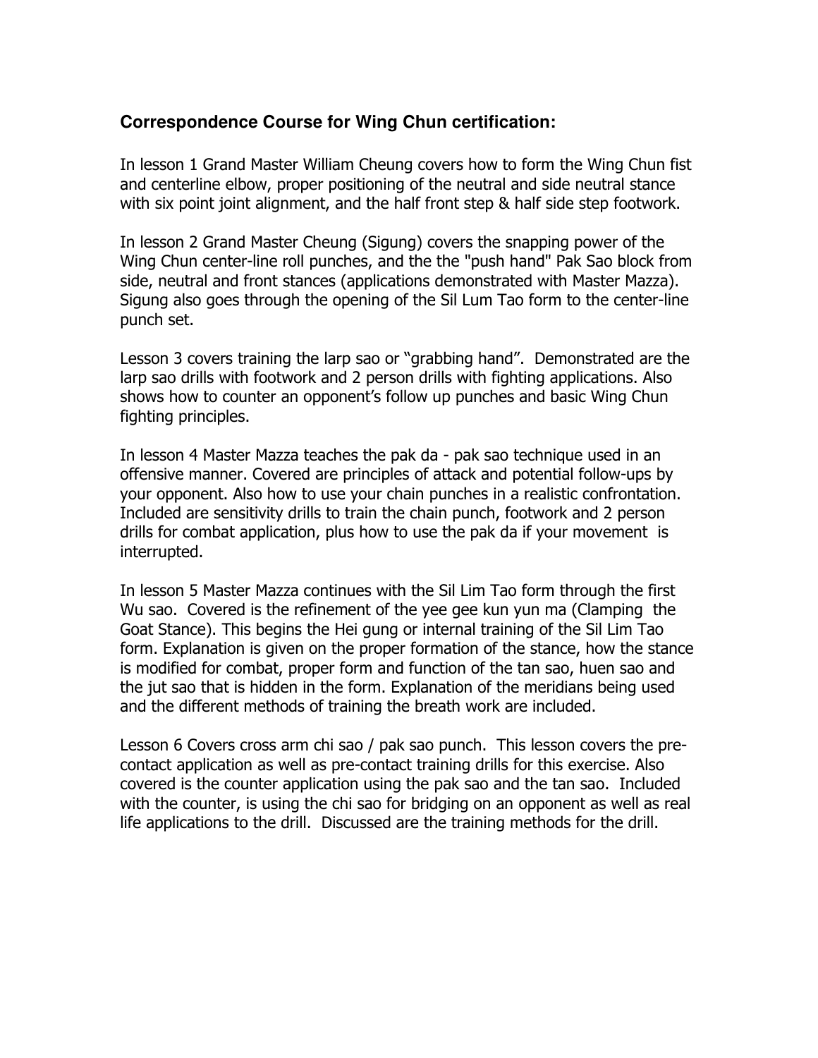### **Correspondence Course for Wing Chun certification:**

In lesson 1 Grand Master William Cheung covers how to form the Wing Chun fist and centerline elbow, proper positioning of the neutral and side neutral stance with six point joint alignment, and the half front step & half side step footwork.

In lesson 2 Grand Master Cheung (Sigung) covers the snapping power of the Wing Chun center-line roll punches, and the the "push hand" Pak Sao block from side, neutral and front stances (applications demonstrated with Master Mazza). Sigung also goes through the opening of the Sil Lum Tao form to the center-line punch set.

Lesson 3 covers training the larp sao or "grabbing hand". Demonstrated are the larp sao drills with footwork and 2 person drills with fighting applications. Also shows how to counter an opponent's follow up punches and basic Wing Chun fighting principles.

In lesson 4 Master Mazza teaches the pak da - pak sao technique used in an offensive manner. Covered are principles of attack and potential follow-ups by your opponent. Also how to use your chain punches in a realistic confrontation. Included are sensitivity drills to train the chain punch, footwork and 2 person drills for combat application, plus how to use the pak da if your movement is interrupted.

In lesson 5 Master Mazza continues with the Sil Lim Tao form through the first Wu sao. Covered is the refinement of the yee gee kun yun ma (Clamping the Goat Stance). This begins the Hei gung or internal training of the Sil Lim Tao form. Explanation is given on the proper formation of the stance, how the stance is modified for combat, proper form and function of the tan sao, huen sao and the jut sao that is hidden in the form. Explanation of the meridians being used and the different methods of training the breath work are included.

Lesson 6 Covers cross arm chi sao / pak sao punch. This lesson covers the pre-contact application as well as pre-contact training drills for this exercise. Also covered is the counter application using the pak sao and the tan sao. Included with the counter, is using the chi sao for bridging on an opponent as well as real life applications to the drill. Discussed are the training methods for the drill.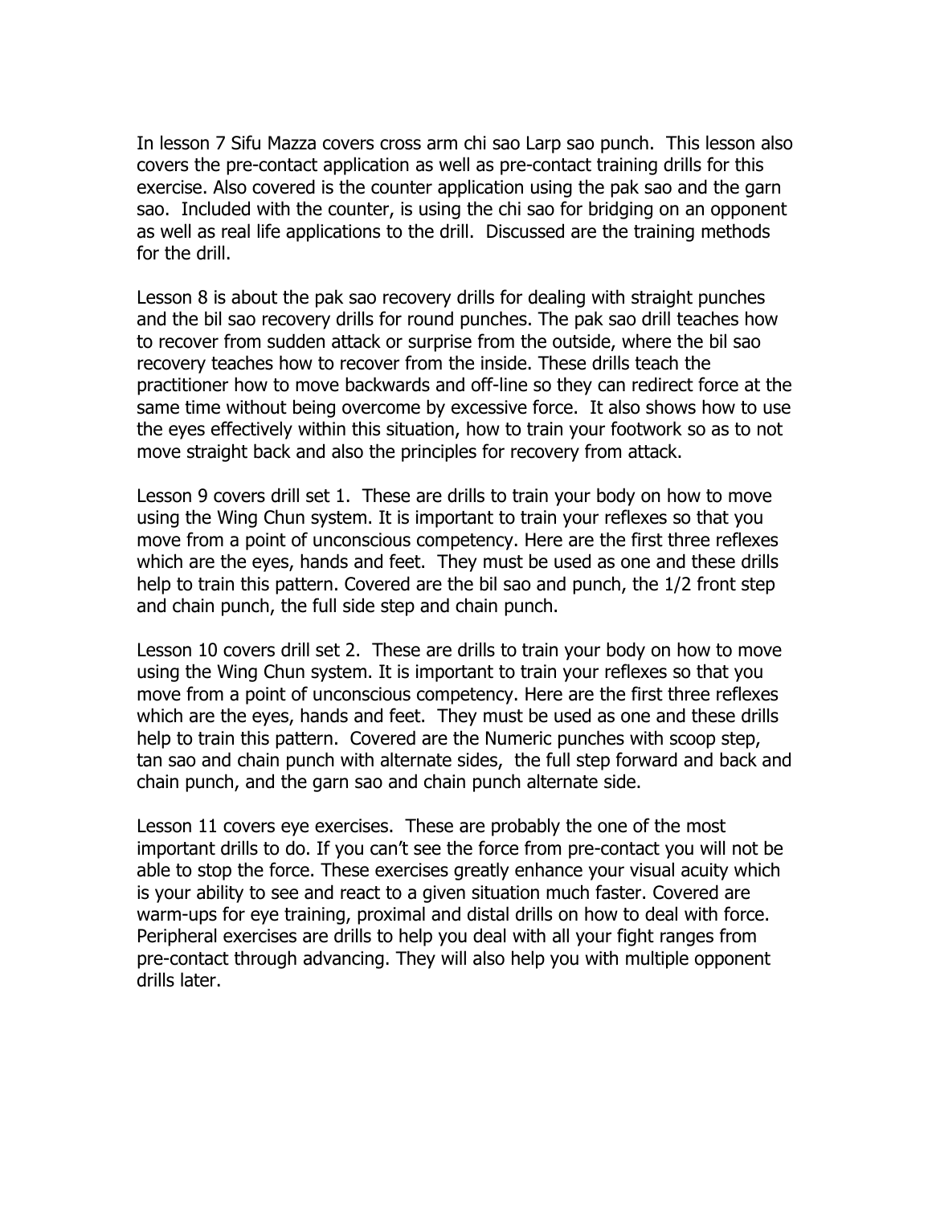In lesson 7 Sifu Mazza covers cross arm chi sao Larp sao punch. This lesson also covers the pre-contact application as well as pre-contact training drills for this exercise. Also covered is the counter application using the pak sao and the garn sao. Included with the counter, is using the chi sao for bridging on an opponent as well as real life applications to the drill. Discussed are the training methods for the drill.

Lesson 8 is about the pak sao recovery drills for dealing with straight punches and the bil sao recovery drills for round punches. The pak sao drill teaches how to recover from sudden attack or surprise from the outside, where the bil sao recovery teaches how to recover from the inside. These drills teach the practitioner how to move backwards and off-line so they can redirect force at the same time without being overcome by excessive force. It also shows how to use the eyes effectively within this situation, how to train your footwork so as to not move straight back and also the principles for recovery from attack.

Lesson 9 covers drill set 1. These are drills to train your body on how to move using the Wing Chun system. It is important to train your reflexes so that you move from a point of unconscious competency. Here are the first three reflexes which are the eyes, hands and feet. They must be used as one and these drills help to train this pattern. Covered are the bil sao and punch, the 1/2 front step and chain punch, the full side step and chain punch.

Lesson 10 covers drill set 2. These are drills to train your body on how to move using the Wing Chun system. It is important to train your reflexes so that you move from a point of unconscious competency. Here are the first three reflexes which are the eyes, hands and feet. They must be used as one and these drills help to train this pattern. Covered are the Numeric punches with scoop step, tan sao and chain punch with alternate sides, the full step forward and back and chain punch, and the garn sao and chain punch alternate side.

Lesson 11 covers eye exercises. These are probably the one of the most important drills to do. If you can't see the force from pre-contact you will not be able to stop the force. These exercises greatly enhance your visual acuity which is your ability to see and react to a given situation much faster. Covered are warm-ups for eye training, proximal and distal drills on how to deal with force. Peripheral exercises are drills to help you deal with all your fight ranges from pre-contact through advancing. They will also help you with multiple opponent drills later.